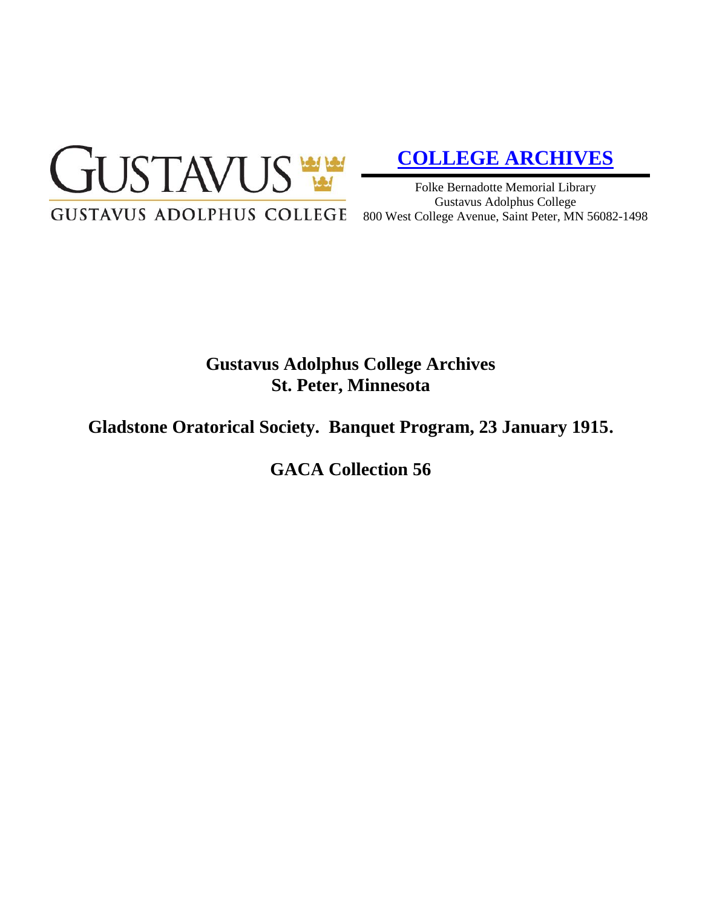GUSTAVUS

GUSTAVUS ADOLPHUS COLLEGE

**COLLEGE ARCHIVES**

Folke Bernadotte Memorial Library
Gustavus Adolphus College
800 West College Avenue, Saint Peter, MN 56082-1498

**Gustavus Adolphus College Archives**
**St. Peter, Minnesota**

**Gladstone Oratorical Society. Banquet Program, 23 January 1915.**

**GACA Collection 56**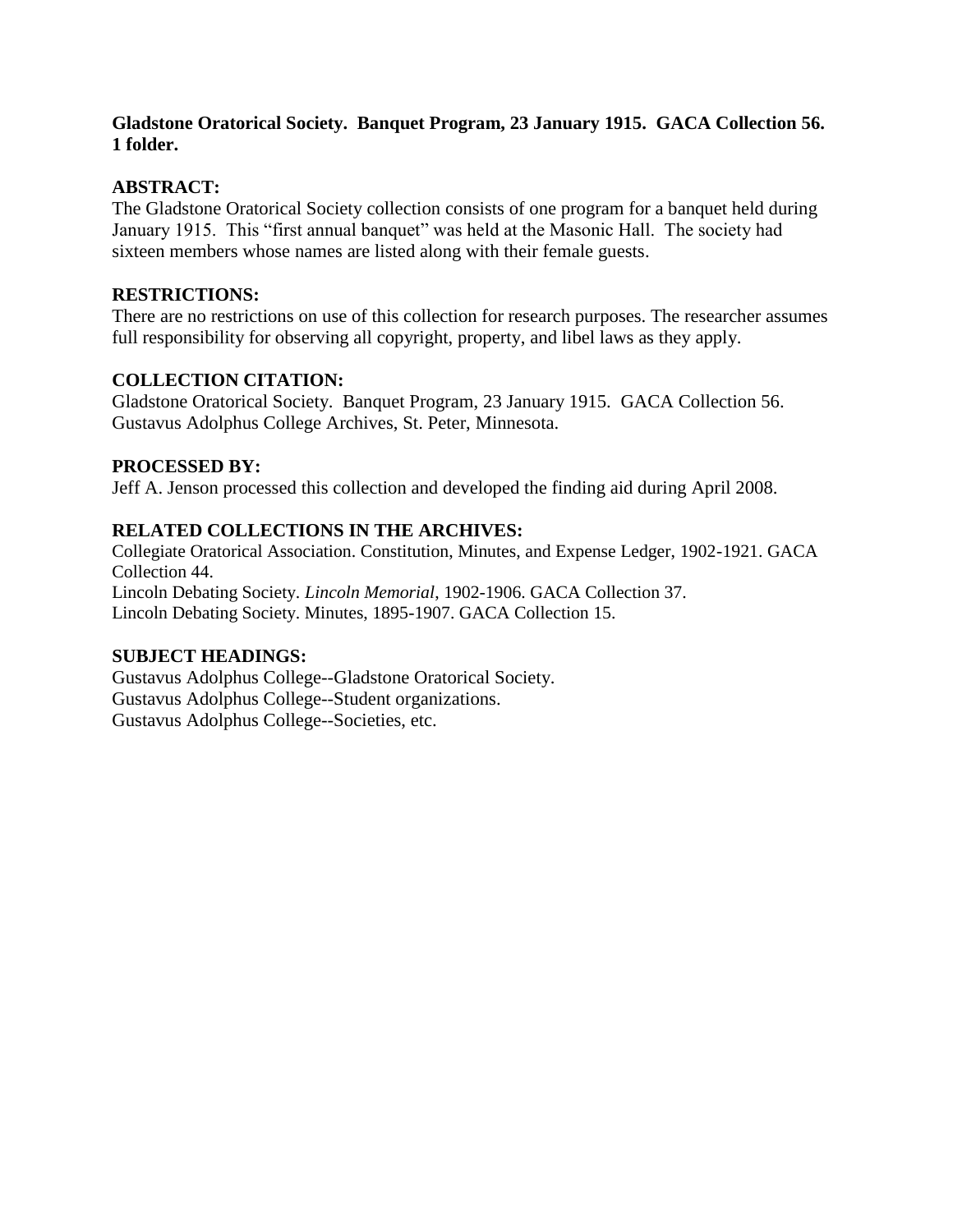**Gladstone Oratorical Society. Banquet Program, 23 January 1915. GACA Collection 56. 1 folder.**

**ABSTRACT:**
The Gladstone Oratorical Society collection consists of one program for a banquet held during January 1915. This "first annual banquet" was held at the Masonic Hall. The society had sixteen members whose names are listed along with their female guests.

**RESTRICTIONS:**
There are no restrictions on use of this collection for research purposes. The researcher assumes full responsibility for observing all copyright, property, and libel laws as they apply.

**COLLECTION CITATION:**
Gladstone Oratorical Society. Banquet Program, 23 January 1915. GACA Collection 56. Gustavus Adolphus College Archives, St. Peter, Minnesota.

**PROCESSED BY:**
Jeff A. Jenson processed this collection and developed the finding aid during April 2008.

**RELATED COLLECTIONS IN THE ARCHIVES:**
Collegiate Oratorical Association. Constitution, Minutes, and Expense Ledger, 1902-1921. GACA Collection 44.
Lincoln Debating Society. *Lincoln Memorial*, 1902-1906. GACA Collection 37.
Lincoln Debating Society. Minutes, 1895-1907. GACA Collection 15.

**SUBJECT HEADINGS:**
Gustavus Adolphus College--Gladstone Oratorical Society.
Gustavus Adolphus College--Student organizations.
Gustavus Adolphus College--Societies, etc.